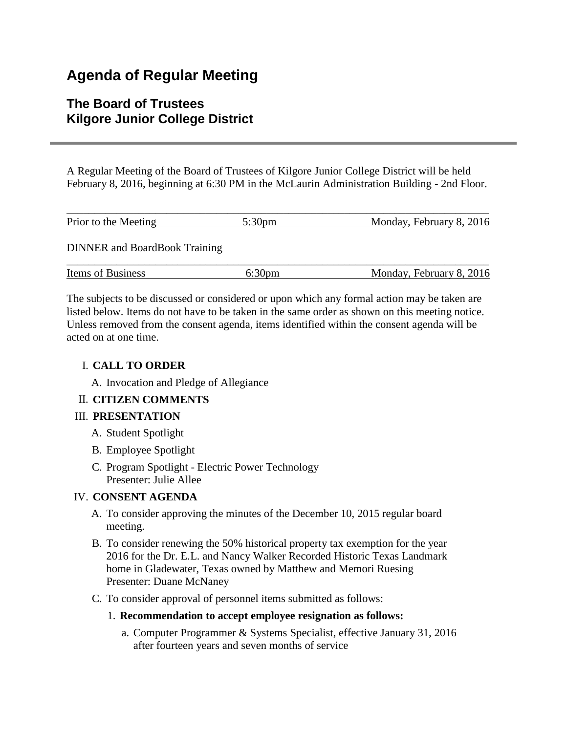# Agenda of Regular Meeting

## The Board of Trustees
## Kilgore Junior College District

---

A Regular Meeting of the Board of Trustees of Kilgore Junior College District will be held February 8, 2016, beginning at 6:30 PM in the McLaurin Administration Building - 2nd Floor.

| Prior to the Meeting | 5:30pm | Monday, February 8, 2016 |
|---|---|---|

DINNER and BoardBook Training

| Items of Business | 6:30pm | Monday, February 8, 2016 |
|---|---|---|

The subjects to be discussed or considered or upon which any formal action may be taken are listed below. Items do not have to be taken in the same order as shown on this meeting notice. Unless removed from the consent agenda, items identified within the consent agenda will be acted on at one time.

I. **CALL TO ORDER**
   - A. Invocation and Pledge of Allegiance

II. **CITIZEN COMMENTS**

III. **PRESENTATION**
   - A. Student Spotlight
   - B. Employee Spotlight
   - C. Program Spotlight - Electric Power Technology
     Presenter: Julie Allee

IV. **CONSENT AGENDA**
   - A. To consider approving the minutes of the December 10, 2015 regular board meeting.
   - B. To consider renewing the 50% historical property tax exemption for the year 2016 for the Dr. E.L. and Nancy Walker Recorded Historic Texas Landmark home in Gladewater, Texas owned by Matthew and Memori Ruesing
     Presenter: Duane McNaney
   - C. To consider approval of personnel items submitted as follows:
     1. **Recommendation to accept employee resignation as follows:**
        - a. Computer Programmer & Systems Specialist, effective January 31, 2016 after fourteen years and seven months of service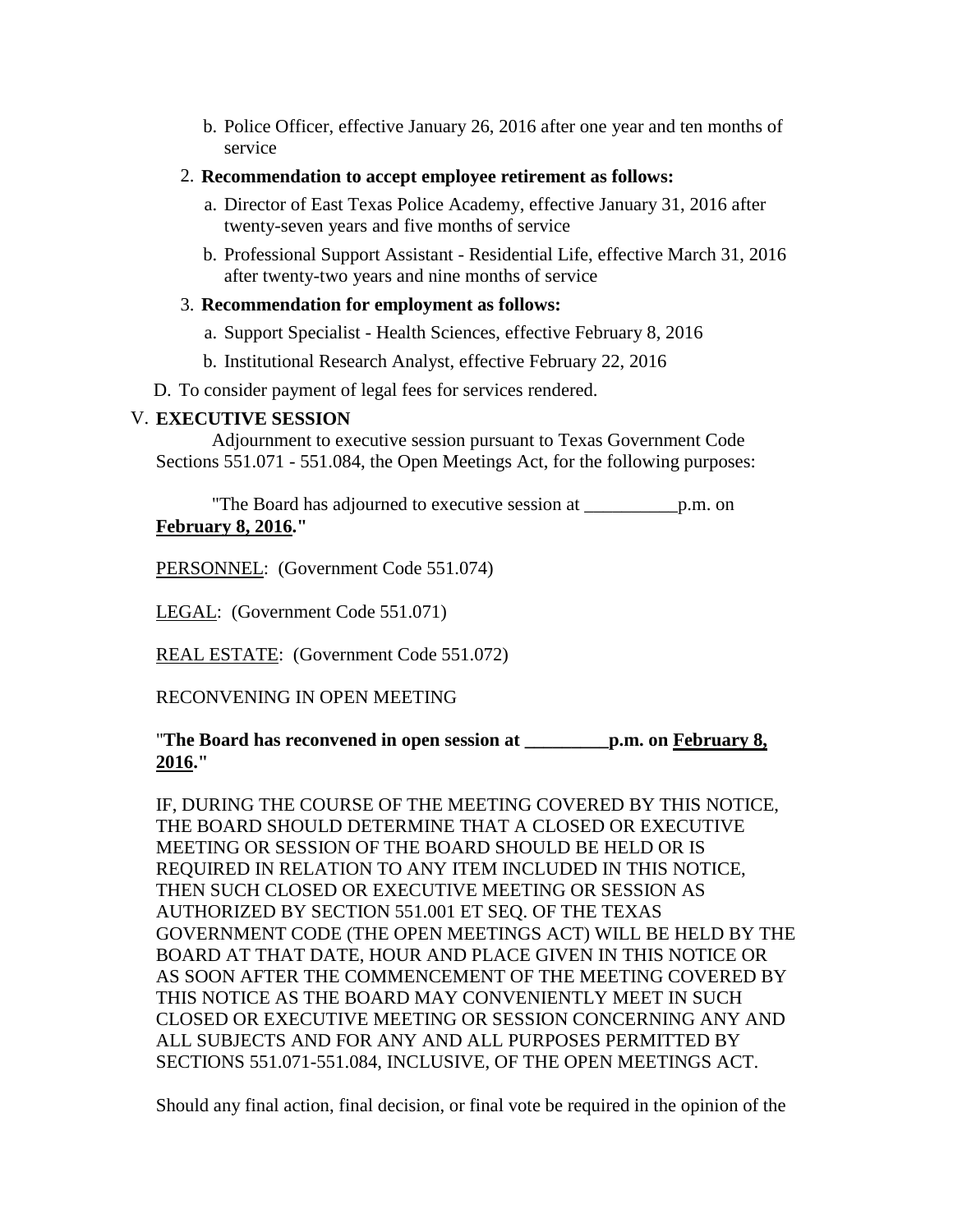b. Police Officer, effective January 26, 2016 after one year and ten months of service

2. **Recommendation to accept employee retirement as follows:**

   a. Director of East Texas Police Academy, effective January 31, 2016 after twenty-seven years and five months of service

   b. Professional Support Assistant - Residential Life, effective March 31, 2016 after twenty-two years and nine months of service

3. **Recommendation for employment as follows:**

   a. Support Specialist - Health Sciences, effective February 8, 2016

   b. Institutional Research Analyst, effective February 22, 2016

D. To consider payment of legal fees for services rendered.

V. **EXECUTIVE SESSION**

Adjournment to executive session pursuant to Texas Government Code Sections 551.071 - 551.084, the Open Meetings Act, for the following purposes:

"The Board has adjourned to executive session at __________p.m. on **February 8, 2016."**

PERSONNEL: (Government Code 551.074)

LEGAL: (Government Code 551.071)

REAL ESTATE: (Government Code 551.072)

RECONVENING IN OPEN MEETING

"**The Board has reconvened in open session at _________p.m. on February 8, 2016.**"

IF, DURING THE COURSE OF THE MEETING COVERED BY THIS NOTICE, THE BOARD SHOULD DETERMINE THAT A CLOSED OR EXECUTIVE MEETING OR SESSION OF THE BOARD SHOULD BE HELD OR IS REQUIRED IN RELATION TO ANY ITEM INCLUDED IN THIS NOTICE, THEN SUCH CLOSED OR EXECUTIVE MEETING OR SESSION AS AUTHORIZED BY SECTION 551.001 ET SEQ. OF THE TEXAS GOVERNMENT CODE (THE OPEN MEETINGS ACT) WILL BE HELD BY THE BOARD AT THAT DATE, HOUR AND PLACE GIVEN IN THIS NOTICE OR AS SOON AFTER THE COMMENCEMENT OF THE MEETING COVERED BY THIS NOTICE AS THE BOARD MAY CONVENIENTLY MEET IN SUCH CLOSED OR EXECUTIVE MEETING OR SESSION CONCERNING ANY AND ALL SUBJECTS AND FOR ANY AND ALL PURPOSES PERMITTED BY SECTIONS 551.071-551.084, INCLUSIVE, OF THE OPEN MEETINGS ACT.

Should any final action, final decision, or final vote be required in the opinion of the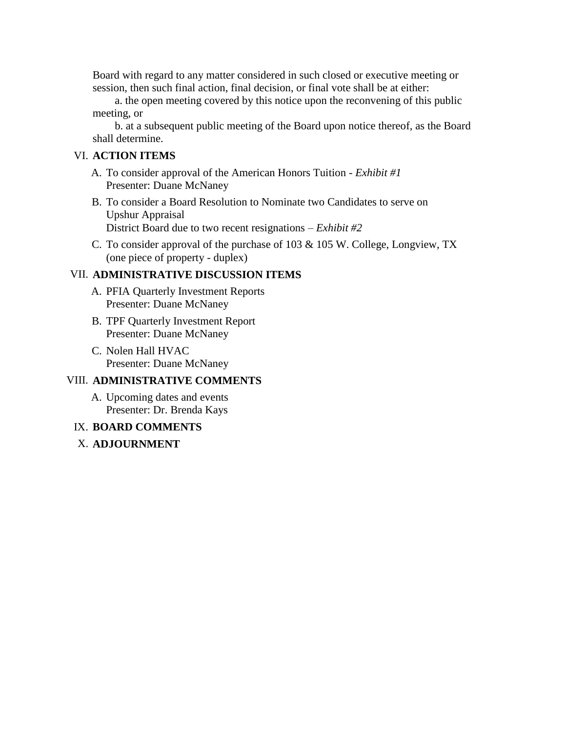Board with regard to any matter considered in such closed or executive meeting or session, then such final action, final decision, or final vote shall be at either:

a. the open meeting covered by this notice upon the reconvening of this public meeting, or

b. at a subsequent public meeting of the Board upon notice thereof, as the Board shall determine.

VI. **ACTION ITEMS**

A. To consider approval of the American Honors Tuition - *Exhibit #1*
Presenter: Duane McNaney

B. To consider a Board Resolution to Nominate two Candidates to serve on Upshur Appraisal
District Board due to two recent resignations – *Exhibit #2*

C. To consider approval of the purchase of 103 & 105 W. College, Longview, TX (one piece of property - duplex)

VII. **ADMINISTRATIVE DISCUSSION ITEMS**

A. PFIA Quarterly Investment Reports
Presenter: Duane McNaney

B. TPF Quarterly Investment Report
Presenter: Duane McNaney

C. Nolen Hall HVAC
Presenter: Duane McNaney

VIII. **ADMINISTRATIVE COMMENTS**

A. Upcoming dates and events
Presenter: Dr. Brenda Kays

IX. **BOARD COMMENTS**

X. **ADJOURNMENT**